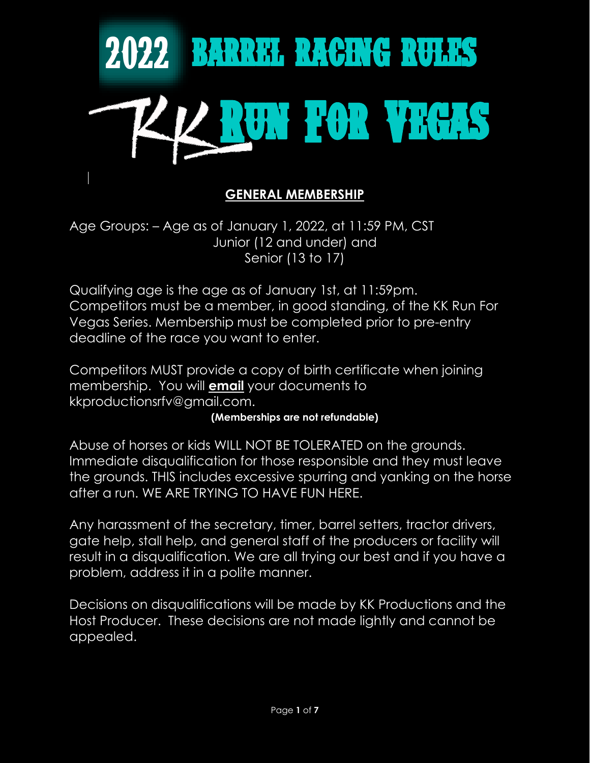# 2022 BARREL RACING RULES

# KK RUN FOR VEGAS

## GENERAL MEMBERSHIP

Age Groups: – Age as of January 1, 2022, at 11:59 PM, CST
Junior (12 and under) and
Senior (13 to 17)

Qualifying age is the age as of January 1st, at 11:59pm. Competitors must be a member, in good standing, of the KK Run For Vegas Series. Membership must be completed prior to pre-entry deadline of the race you want to enter.

Competitors MUST provide a copy of birth certificate when joining membership. You will **email** your documents to kkproductionsrfv@gmail.com.

**(Memberships are not refundable)**

Abuse of horses or kids WILL NOT BE TOLERATED on the grounds. Immediate disqualification for those responsible and they must leave the grounds. THIS includes excessive spurring and yanking on the horse after a run. WE ARE TRYING TO HAVE FUN HERE.

Any harassment of the secretary, timer, barrel setters, tractor drivers, gate help, stall help, and general staff of the producers or facility will result in a disqualification. We are all trying our best and if you have a problem, address it in a polite manner.

Decisions on disqualifications will be made by KK Productions and the Host Producer. These decisions are not made lightly and cannot be appealed.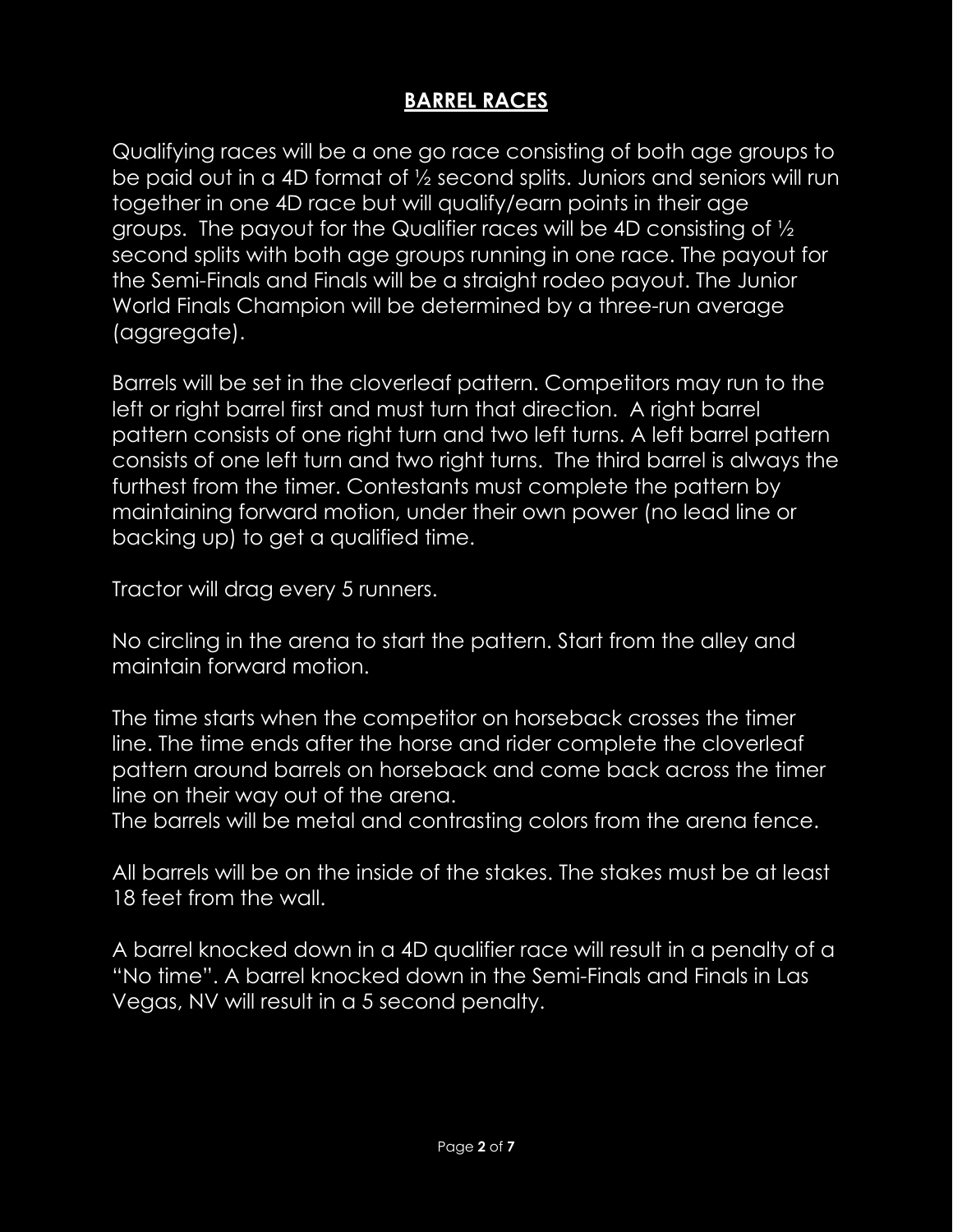## BARREL RACES

Qualifying races will be a one go race consisting of both age groups to be paid out in a 4D format of ½ second splits. Juniors and seniors will run together in one 4D race but will qualify/earn points in their age groups. The payout for the Qualifier races will be 4D consisting of ½ second splits with both age groups running in one race. The payout for the Semi-Finals and Finals will be a straight rodeo payout. The Junior World Finals Champion will be determined by a three-run average (aggregate).

Barrels will be set in the cloverleaf pattern. Competitors may run to the left or right barrel first and must turn that direction. A right barrel pattern consists of one right turn and two left turns. A left barrel pattern consists of one left turn and two right turns. The third barrel is always the furthest from the timer. Contestants must complete the pattern by maintaining forward motion, under their own power (no lead line or backing up) to get a qualified time.

Tractor will drag every 5 runners.

No circling in the arena to start the pattern. Start from the alley and maintain forward motion.

The time starts when the competitor on horseback crosses the timer line. The time ends after the horse and rider complete the cloverleaf pattern around barrels on horseback and come back across the timer line on their way out of the arena.
The barrels will be metal and contrasting colors from the arena fence.

All barrels will be on the inside of the stakes. The stakes must be at least 18 feet from the wall.

A barrel knocked down in a 4D qualifier race will result in a penalty of a "No time". A barrel knocked down in the Semi-Finals and Finals in Las Vegas, NV will result in a 5 second penalty.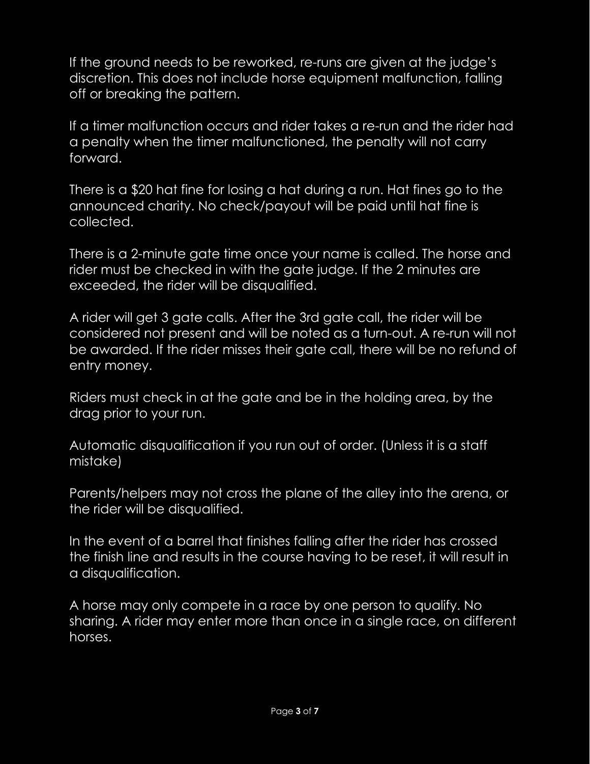If the ground needs to be reworked, re-runs are given at the judge's discretion. This does not include horse equipment malfunction, falling off or breaking the pattern.

If a timer malfunction occurs and rider takes a re-run and the rider had a penalty when the timer malfunctioned, the penalty will not carry forward.

There is a $20 hat fine for losing a hat during a run. Hat fines go to the announced charity. No check/payout will be paid until hat fine is collected.

There is a 2-minute gate time once your name is called. The horse and rider must be checked in with the gate judge. If the 2 minutes are exceeded, the rider will be disqualified.

A rider will get 3 gate calls. After the 3rd gate call, the rider will be considered not present and will be noted as a turn-out. A re-run will not be awarded. If the rider misses their gate call, there will be no refund of entry money.

Riders must check in at the gate and be in the holding area, by the drag prior to your run.

Automatic disqualification if you run out of order. (Unless it is a staff mistake)

Parents/helpers may not cross the plane of the alley into the arena, or the rider will be disqualified.

In the event of a barrel that finishes falling after the rider has crossed the finish line and results in the course having to be reset, it will result in a disqualification.

A horse may only compete in a race by one person to qualify. No sharing. A rider may enter more than once in a single race, on different horses.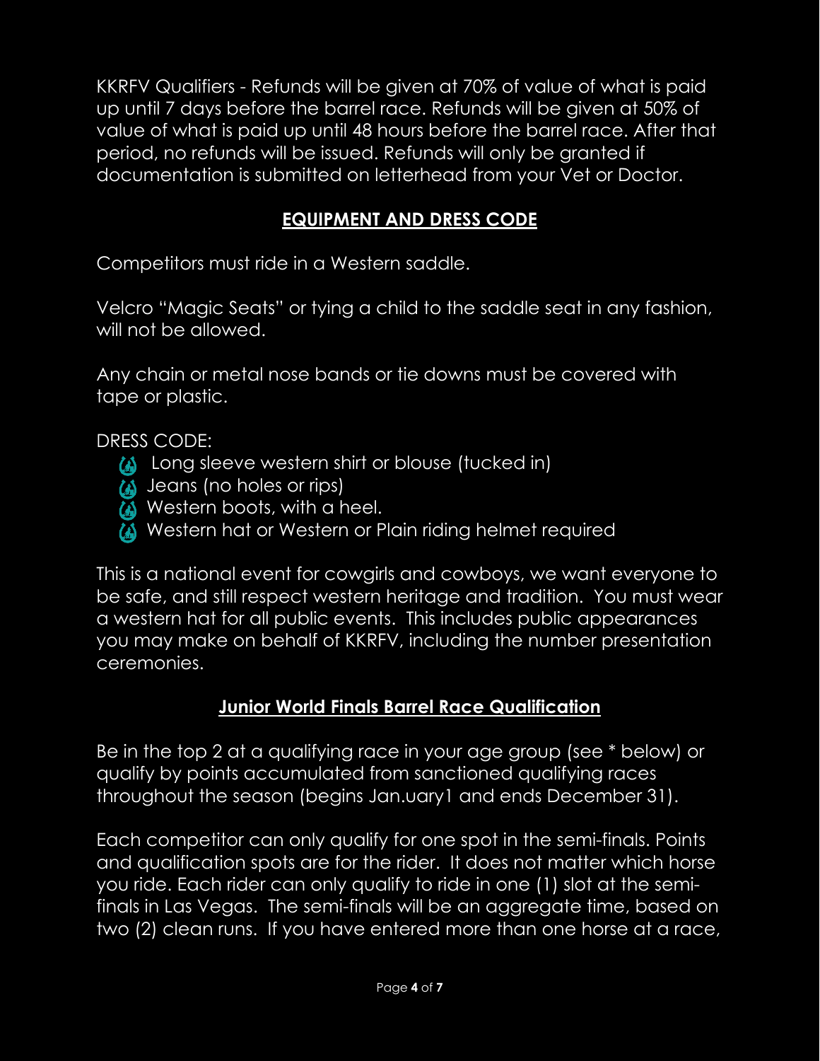KKRFV Qualifiers - Refunds will be given at 70% of value of what is paid up until 7 days before the barrel race. Refunds will be given at 50% of value of what is paid up until 48 hours before the barrel race. After that period, no refunds will be issued. Refunds will only be granted if documentation is submitted on letterhead from your Vet or Doctor.

## EQUIPMENT AND DRESS CODE

Competitors must ride in a Western saddle.

Velcro "Magic Seats" or tying a child to the saddle seat in any fashion, will not be allowed.

Any chain or metal nose bands or tie downs must be covered with tape or plastic.

DRESS CODE:

- Long sleeve western shirt or blouse (tucked in)
- Jeans (no holes or rips)
- Western boots, with a heel.
- Western hat or Western or Plain riding helmet required

This is a national event for cowgirls and cowboys, we want everyone to be safe, and still respect western heritage and tradition. You must wear a western hat for all public events. This includes public appearances you may make on behalf of KKRFV, including the number presentation ceremonies.

## Junior World Finals Barrel Race Qualification

Be in the top 2 at a qualifying race in your age group (see * below) or qualify by points accumulated from sanctioned qualifying races throughout the season (begins Jan.uary1 and ends December 31).

Each competitor can only qualify for one spot in the semi-finals. Points and qualification spots are for the rider. It does not matter which horse you ride. Each rider can only qualify to ride in one (1) slot at the semi-finals in Las Vegas. The semi-finals will be an aggregate time, based on two (2) clean runs. If you have entered more than one horse at a race,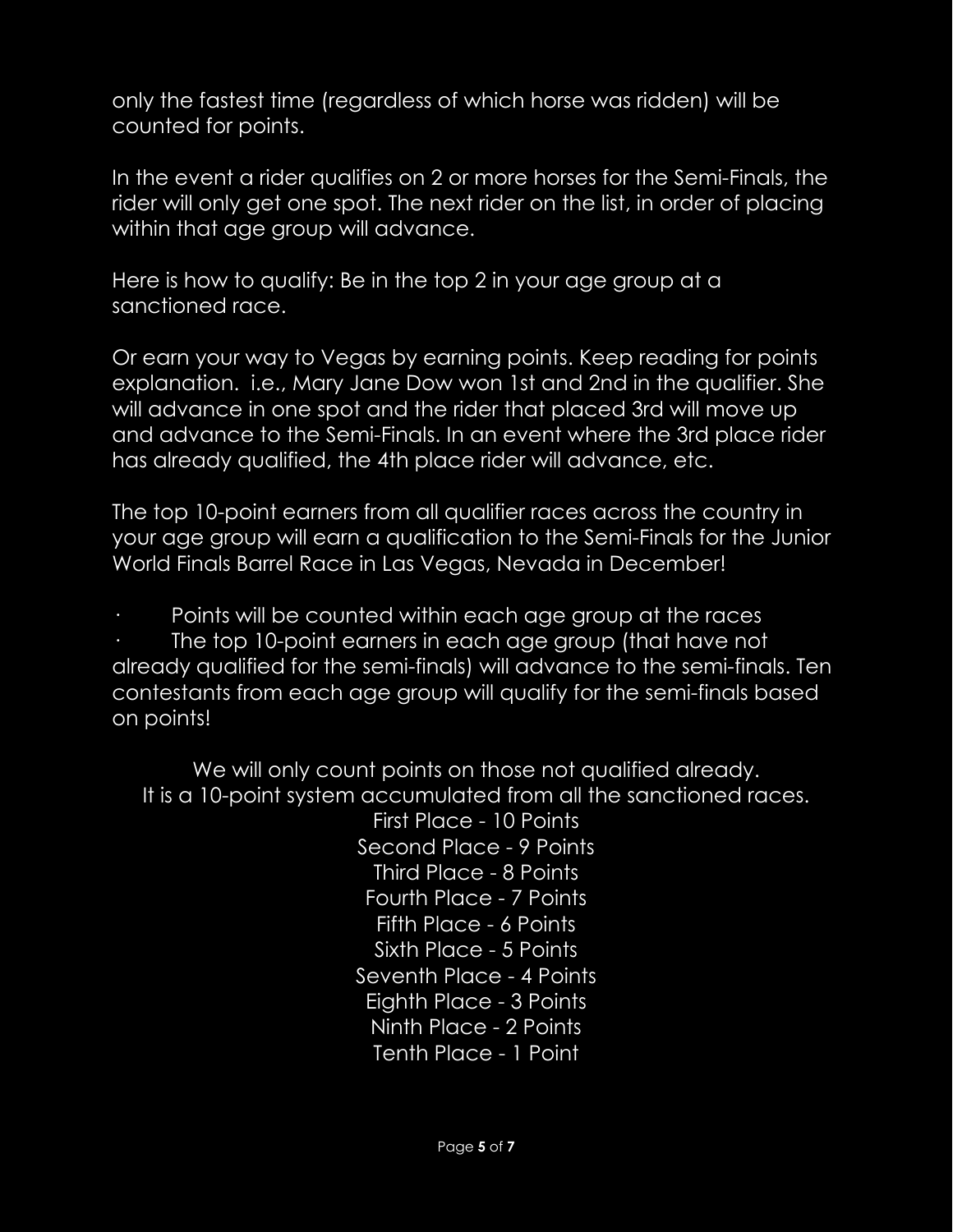only the fastest time (regardless of which horse was ridden) will be counted for points.

In the event a rider qualifies on 2 or more horses for the Semi-Finals, the rider will only get one spot. The next rider on the list, in order of placing within that age group will advance.

Here is how to qualify: Be in the top 2 in your age group at a sanctioned race.

Or earn your way to Vegas by earning points. Keep reading for points explanation. i.e., Mary Jane Dow won 1st and 2nd in the qualifier. She will advance in one spot and the rider that placed 3rd will move up and advance to the Semi-Finals. In an event where the 3rd place rider has already qualified, the 4th place rider will advance, etc.

The top 10-point earners from all qualifier races across the country in your age group will earn a qualification to the Semi-Finals for the Junior World Finals Barrel Race in Las Vegas, Nevada in December!

- Points will be counted within each age group at the races
- The top 10-point earners in each age group (that have not already qualified for the semi-finals) will advance to the semi-finals. Ten contestants from each age group will qualify for the semi-finals based on points!

We will only count points on those not qualified already.
It is a 10-point system accumulated from all the sanctioned races.

First Place - 10 Points
Second Place - 9 Points
Third Place - 8 Points
Fourth Place - 7 Points
Fifth Place - 6 Points
Sixth Place - 5 Points
Seventh Place - 4 Points
Eighth Place - 3 Points
Ninth Place - 2 Points
Tenth Place - 1 Point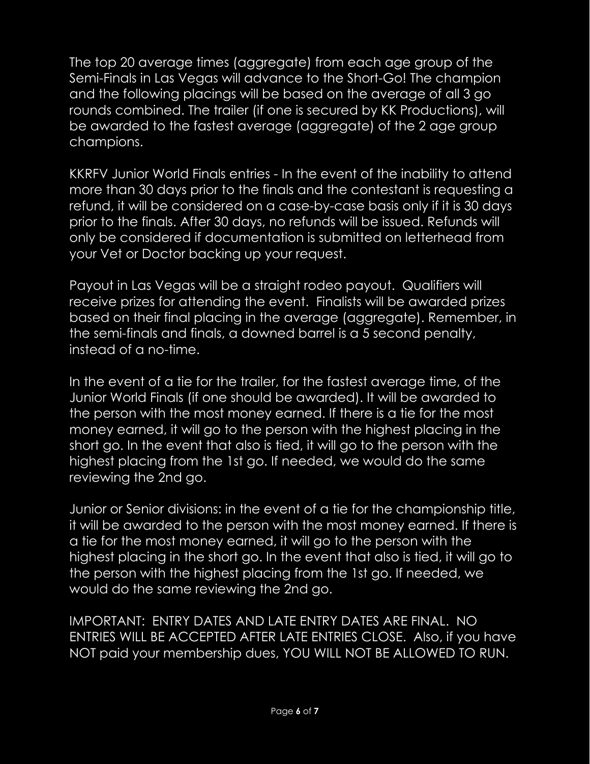The top 20 average times (aggregate) from each age group of the Semi-Finals in Las Vegas will advance to the Short-Go! The champion and the following placings will be based on the average of all 3 go rounds combined. The trailer (if one is secured by KK Productions), will be awarded to the fastest average (aggregate) of the 2 age group champions.

KKRFV Junior World Finals entries - In the event of the inability to attend more than 30 days prior to the finals and the contestant is requesting a refund, it will be considered on a case-by-case basis only if it is 30 days prior to the finals. After 30 days, no refunds will be issued. Refunds will only be considered if documentation is submitted on letterhead from your Vet or Doctor backing up your request.

Payout in Las Vegas will be a straight rodeo payout. Qualifiers will receive prizes for attending the event. Finalists will be awarded prizes based on their final placing in the average (aggregate). Remember, in the semi-finals and finals, a downed barrel is a 5 second penalty, instead of a no-time.

In the event of a tie for the trailer, for the fastest average time, of the Junior World Finals (if one should be awarded). It will be awarded to the person with the most money earned. If there is a tie for the most money earned, it will go to the person with the highest placing in the short go. In the event that also is tied, it will go to the person with the highest placing from the 1st go. If needed, we would do the same reviewing the 2nd go.

Junior or Senior divisions: in the event of a tie for the championship title, it will be awarded to the person with the most money earned. If there is a tie for the most money earned, it will go to the person with the highest placing in the short go. In the event that also is tied, it will go to the person with the highest placing from the 1st go. If needed, we would do the same reviewing the 2nd go.

IMPORTANT: ENTRY DATES AND LATE ENTRY DATES ARE FINAL. NO ENTRIES WILL BE ACCEPTED AFTER LATE ENTRIES CLOSE. Also, if you have NOT paid your membership dues, YOU WILL NOT BE ALLOWED TO RUN.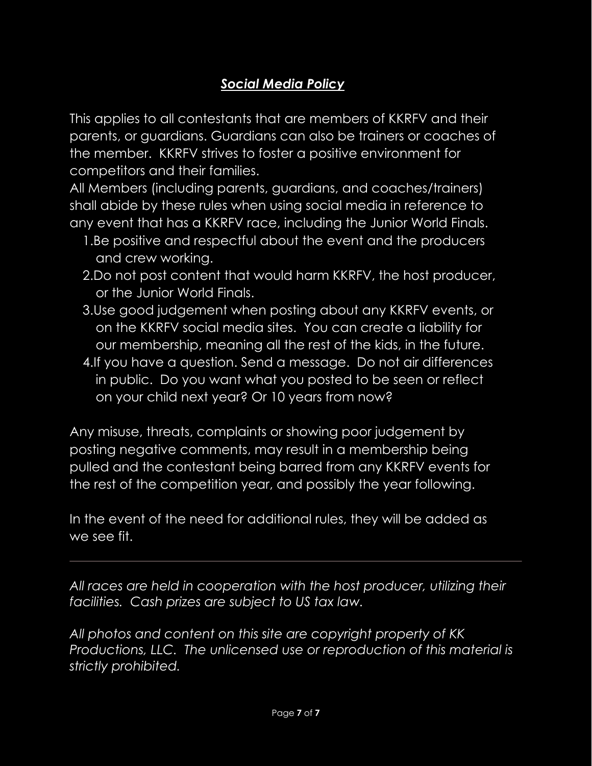## ***Social Media Policy***

This applies to all contestants that are members of KKRFV and their parents, or guardians. Guardians can also be trainers or coaches of the member. KKRFV strives to foster a positive environment for competitors and their families.

All Members (including parents, guardians, and coaches/trainers) shall abide by these rules when using social media in reference to any event that has a KKRFV race, including the Junior World Finals.

1. Be positive and respectful about the event and the producers and crew working.
2. Do not post content that would harm KKRFV, the host producer, or the Junior World Finals.
3. Use good judgement when posting about any KKRFV events, or on the KKRFV social media sites. You can create a liability for our membership, meaning all the rest of the kids, in the future.
4. If you have a question. Send a message. Do not air differences in public. Do you want what you posted to be seen or reflect on your child next year? Or 10 years from now?

Any misuse, threats, complaints or showing poor judgement by posting negative comments, may result in a membership being pulled and the contestant being barred from any KKRFV events for the rest of the competition year, and possibly the year following.

In the event of the need for additional rules, they will be added as we see fit.

---

*All races are held in cooperation with the host producer, utilizing their facilities. Cash prizes are subject to US tax law.*

*All photos and content on this site are copyright property of KK Productions, LLC. The unlicensed use or reproduction of this material is strictly prohibited.*